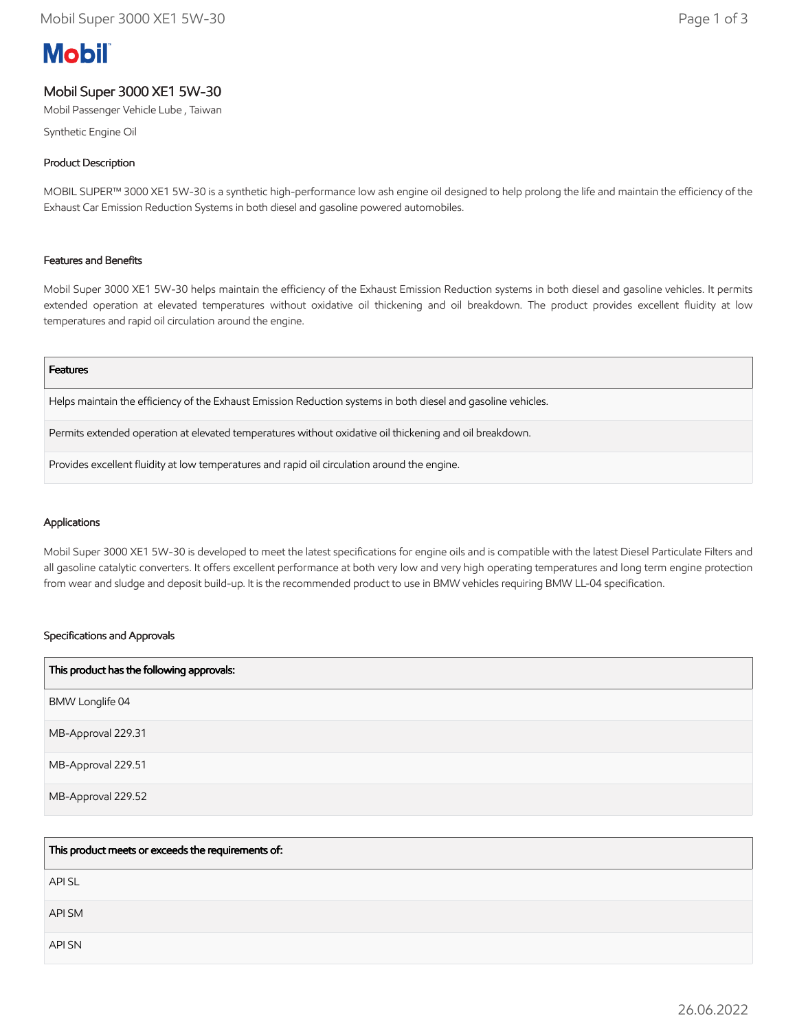# Mobil

## Mobil Super 3000 XE1 5W-30

Mobil Passenger Vehicle Lube , Taiwan

Synthetic Engine Oil

### Product Description

MOBIL SUPER™ 3000 XE1 5W-30 is a synthetic high-performance low ash engine oil designed to help prolong the life and maintain the efficiency of the Exhaust Car Emission Reduction Systems in both diesel and gasoline powered automobiles.

### Features and Benefits

Mobil Super 3000 XE1 5W-30 helps maintain the efficiency of the Exhaust Emission Reduction systems in both diesel and gasoline vehicles. It permits extended operation at elevated temperatures without oxidative oil thickening and oil breakdown. The product provides excellent fluidity at low temperatures and rapid oil circulation around the engine.

| Features |
| --- |
| Helps maintain the efficiency of the Exhaust Emission Reduction systems in both diesel and gasoline vehicles. |
| Permits extended operation at elevated temperatures without oxidative oil thickening and oil breakdown. |
| Provides excellent fluidity at low temperatures and rapid oil circulation around the engine. |

### Applications

Mobil Super 3000 XE1 5W-30 is developed to meet the latest specifications for engine oils and is compatible with the latest Diesel Particulate Filters and all gasoline catalytic converters. It offers excellent performance at both very low and very high operating temperatures and long term engine protection from wear and sludge and deposit build-up. It is the recommended product to use in BMW vehicles requiring BMW LL-04 specification.

### Specifications and Approvals

| This product has the following approvals: |
| --- |
| BMW Longlife 04 |
| MB-Approval 229.31 |
| MB-Approval 229.51 |
| MB-Approval 229.52 |

| This product meets or exceeds the requirements of: |
| --- |
| API SL |
| API SM |
| API SN |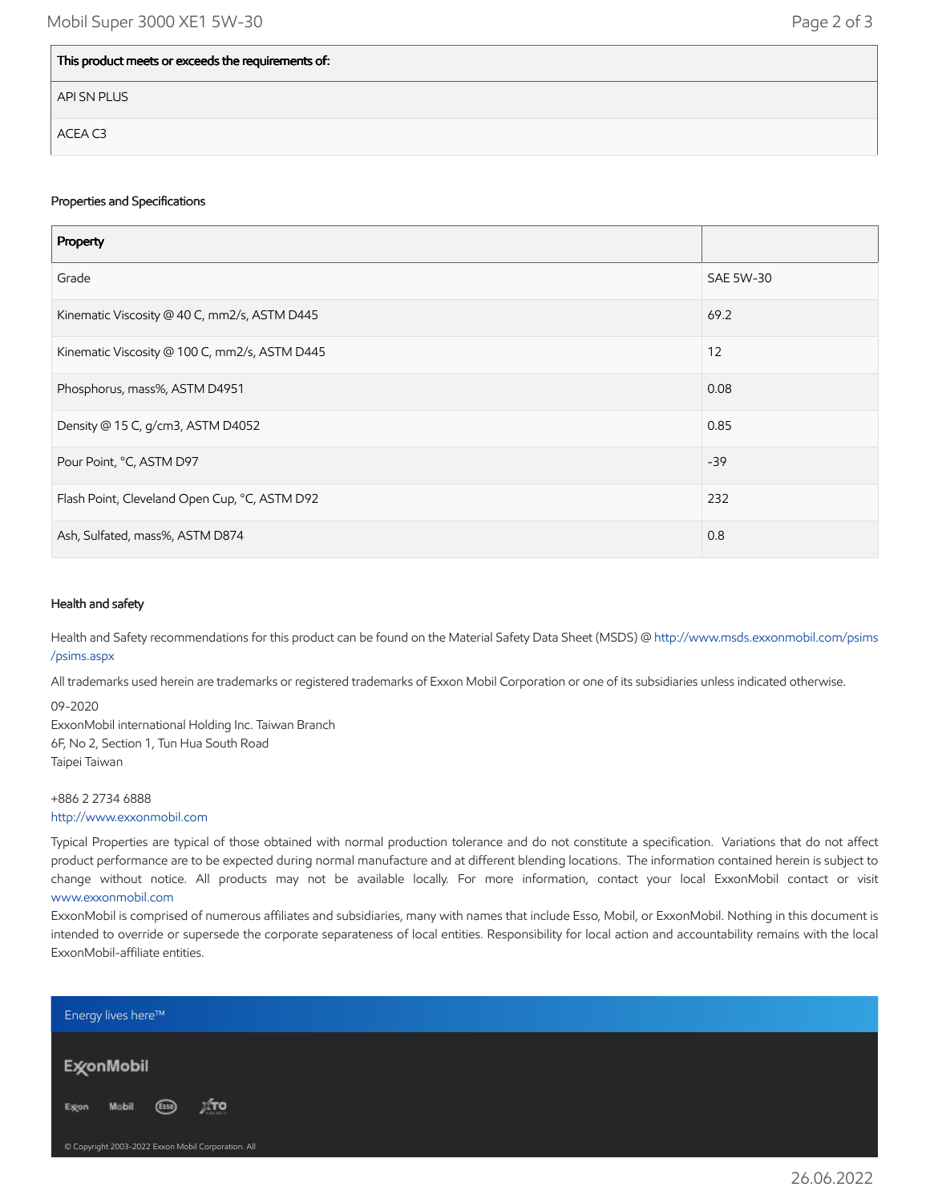| This product meets or exceeds the requirements of: |
| --- |
| API SN PLUS |
| ACEA C3 |

### Properties and Specifications

| Property | |
| --- | --- |
| Grade | SAE 5W-30 |
| Kinematic Viscosity @ 40 C, mm2/s, ASTM D445 | 69.2 |
| Kinematic Viscosity @ 100 C, mm2/s, ASTM D445 | 12 |
| Phosphorus, mass%, ASTM D4951 | 0.08 |
| Density @ 15 C, g/cm3, ASTM D4052 | 0.85 |
| Pour Point, °C, ASTM D97 | -39 |
| Flash Point, Cleveland Open Cup, °C, ASTM D92 | 232 |
| Ash, Sulfated, mass%, ASTM D874 | 0.8 |

### Health and safety

Health and Safety recommendations for this product can be found on the Material Safety Data Sheet (MSDS) @ http://www.msds.exxonmobil.com/psims/psims.aspx

All trademarks used herein are trademarks or registered trademarks of Exxon Mobil Corporation or one of its subsidiaries unless indicated otherwise.

09-2020
ExxonMobil international Holding Inc. Taiwan Branch
6F, No 2, Section 1, Tun Hua South Road
Taipei Taiwan

+886 2 2734 6888
http://www.exxonmobil.com

Typical Properties are typical of those obtained with normal production tolerance and do not constitute a specification. Variations that do not affect product performance are to be expected during normal manufacture and at different blending locations. The information contained herein is subject to change without notice. All products may not be available locally. For more information, contact your local ExxonMobil contact or visit www.exxonmobil.com

ExxonMobil is comprised of numerous affiliates and subsidiaries, many with names that include Esso, Mobil, or ExxonMobil. Nothing in this document is intended to override or supersede the corporate separateness of local entities. Responsibility for local action and accountability remains with the local ExxonMobil-affiliate entities.

Energy lives here™

ExxonMobil

Exxon Mobil Esso XTO

© Copyright 2003-2022 Exxon Mobil Corporation. All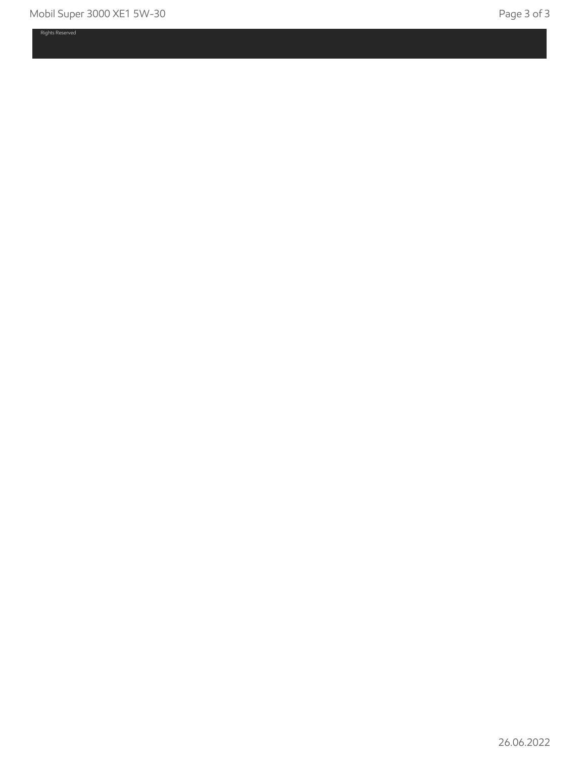Rights Reserved